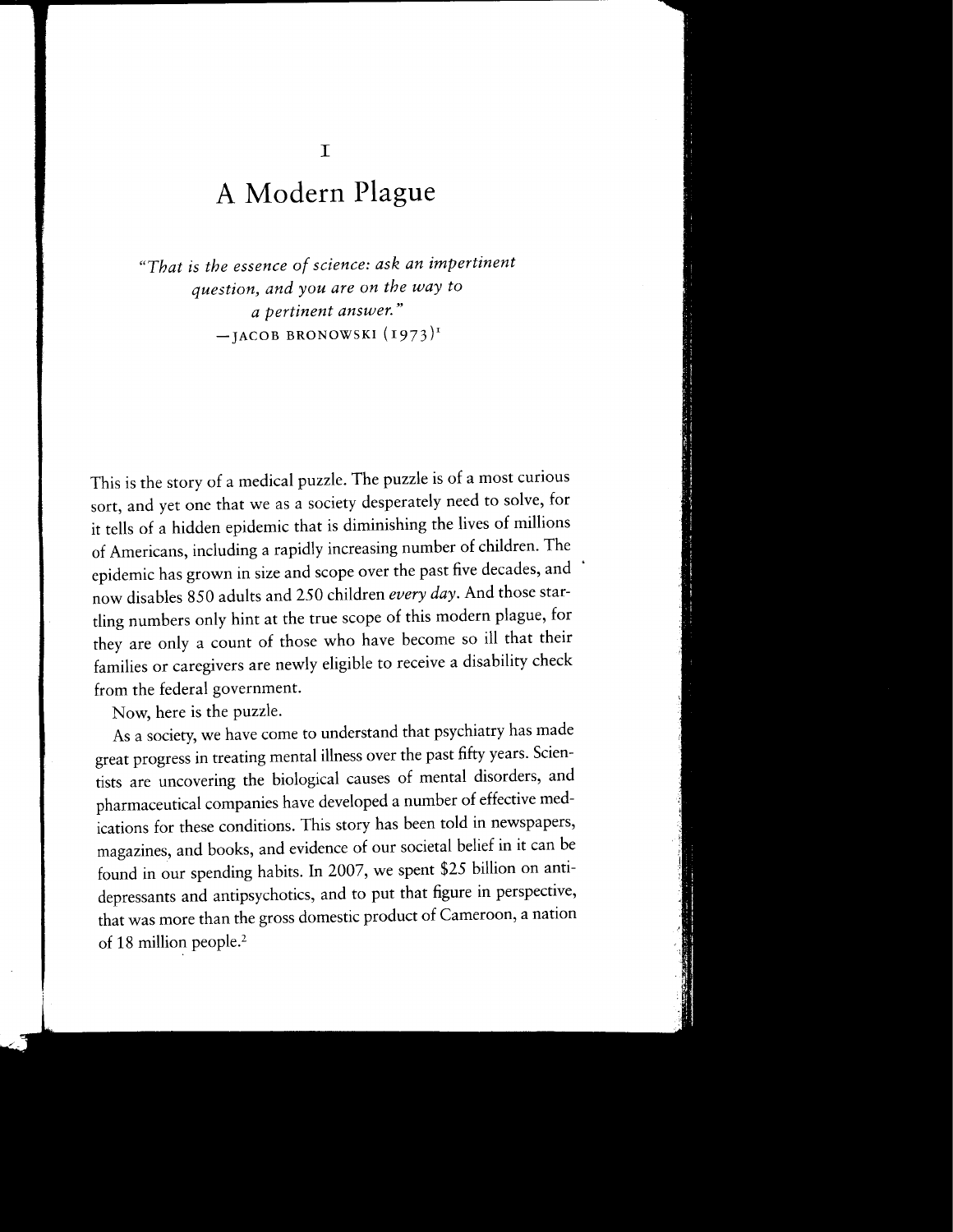# 1

# A Modern Plague

*"That is the essence of science: ask an impertinent question, and you are on the way to a pertinent answer."*
—JACOB BRONOWSKI (1973)[1]

This is the story of a medical puzzle. The puzzle is of a most curious sort, and yet one that we as a society desperately need to solve, for it tells of a hidden epidemic that is diminishing the lives of millions of Americans, including a rapidly increasing number of children. The epidemic has grown in size and scope over the past five decades, and now disables 850 adults and 250 children *every day*. And those startling numbers only hint at the true scope of this modern plague, for they are only a count of those who have become so ill that their families or caregivers are newly eligible to receive a disability check from the federal government.

Now, here is the puzzle.

As a society, we have come to understand that psychiatry has made great progress in treating mental illness over the past fifty years. Scientists are uncovering the biological causes of mental disorders, and pharmaceutical companies have developed a number of effective medications for these conditions. This story has been told in newspapers, magazines, and books, and evidence of our societal belief in it can be found in our spending habits. In 2007, we spent $25 billion on antidepressants and antipsychotics, and to put that figure in perspective, that was more than the gross domestic product of Cameroon, a nation of 18 million people.[2]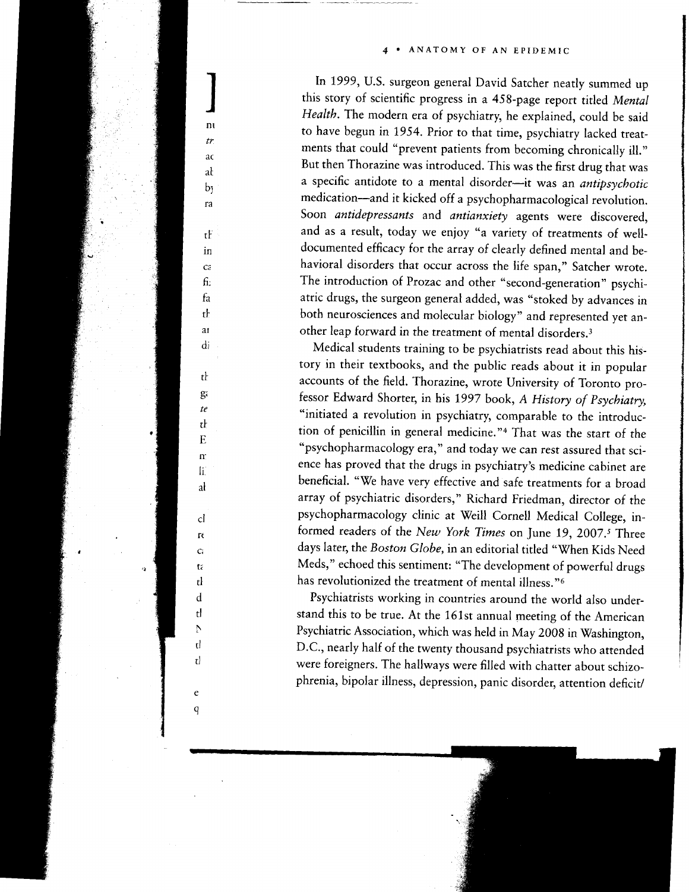In 1999, U.S. surgeon general David Satcher neatly summed up this story of scientific progress in a 458-page report titled *Mental Health*. The modern era of psychiatry, he explained, could be said to have begun in 1954. Prior to that time, psychiatry lacked treatments that could "prevent patients from becoming chronically ill." But then Thorazine was introduced. This was the first drug that was a specific antidote to a mental disorder—it was an *antipsychotic* medication—and it kicked off a psychopharmacological revolution. Soon *antidepressants* and *antianxiety* agents were discovered, and as a result, today we enjoy "a variety of treatments of well-documented efficacy for the array of clearly defined mental and behavioral disorders that occur across the life span," Satcher wrote. The introduction of Prozac and other "second-generation" psychiatric drugs, the surgeon general added, was "stoked by advances in both neurosciences and molecular biology" and represented yet another leap forward in the treatment of mental disorders.[3]

Medical students training to be psychiatrists read about this history in their textbooks, and the public reads about it in popular accounts of the field. Thorazine, wrote University of Toronto professor Edward Shorter, in his 1997 book, *A History of Psychiatry*, "initiated a revolution in psychiatry, comparable to the introduction of penicillin in general medicine."[4] That was the start of the "psychopharmacology era," and today we can rest assured that science has proved that the drugs in psychiatry's medicine cabinet are beneficial. "We have very effective and safe treatments for a broad array of psychiatric disorders," Richard Friedman, director of the psychopharmacology clinic at Weill Cornell Medical College, informed readers of the *New York Times* on June 19, 2007.[5] Three days later, the *Boston Globe*, in an editorial titled "When Kids Need Meds," echoed this sentiment: "The development of powerful drugs has revolutionized the treatment of mental illness."[6]

Psychiatrists working in countries around the world also understand this to be true. At the 161st annual meeting of the American Psychiatric Association, which was held in May 2008 in Washington, D.C., nearly half of the twenty thousand psychiatrists who attended were foreigners. The hallways were filled with chatter about schizophrenia, bipolar illness, depression, panic disorder, attention deficit/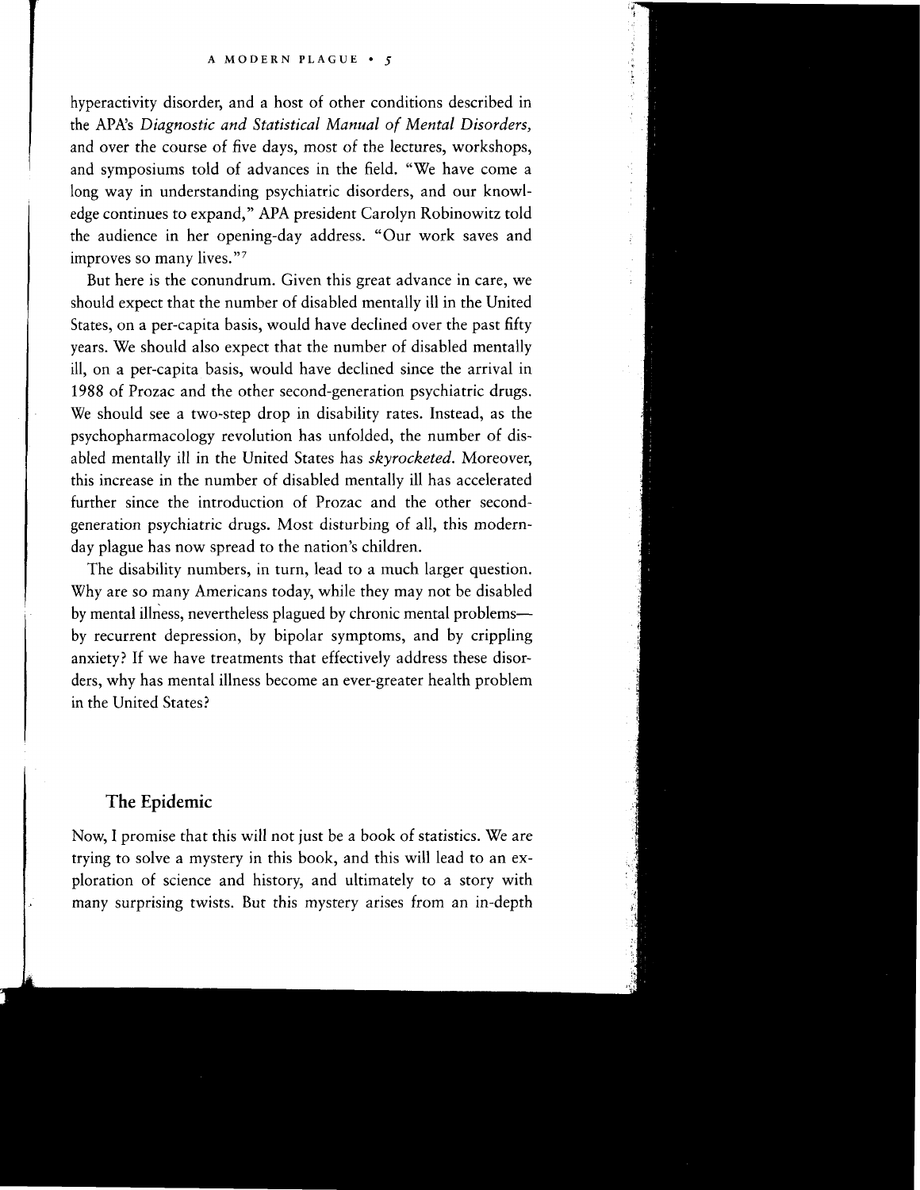hyperactivity disorder, and a host of other conditions described in the APA's *Diagnostic and Statistical Manual of Mental Disorders,* and over the course of five days, most of the lectures, workshops, and symposiums told of advances in the field. "We have come a long way in understanding psychiatric disorders, and our knowledge continues to expand," APA president Carolyn Robinowitz told the audience in her opening-day address. "Our work saves and improves so many lives."[7]

But here is the conundrum. Given this great advance in care, we should expect that the number of disabled mentally ill in the United States, on a per-capita basis, would have declined over the past fifty years. We should also expect that the number of disabled mentally ill, on a per-capita basis, would have declined since the arrival in 1988 of Prozac and the other second-generation psychiatric drugs. We should see a two-step drop in disability rates. Instead, as the psychopharmacology revolution has unfolded, the number of disabled mentally ill in the United States has *skyrocketed.* Moreover, this increase in the number of disabled mentally ill has accelerated further since the introduction of Prozac and the other second-generation psychiatric drugs. Most disturbing of all, this modern-day plague has now spread to the nation's children.

The disability numbers, in turn, lead to a much larger question. Why are so many Americans today, while they may not be disabled by mental illness, nevertheless plagued by chronic mental problems—by recurrent depression, by bipolar symptoms, and by crippling anxiety? If we have treatments that effectively address these disorders, why has mental illness become an ever-greater health problem in the United States?

## The Epidemic

Now, I promise that this will not just be a book of statistics. We are trying to solve a mystery in this book, and this will lead to an exploration of science and history, and ultimately to a story with many surprising twists. But this mystery arises from an in-depth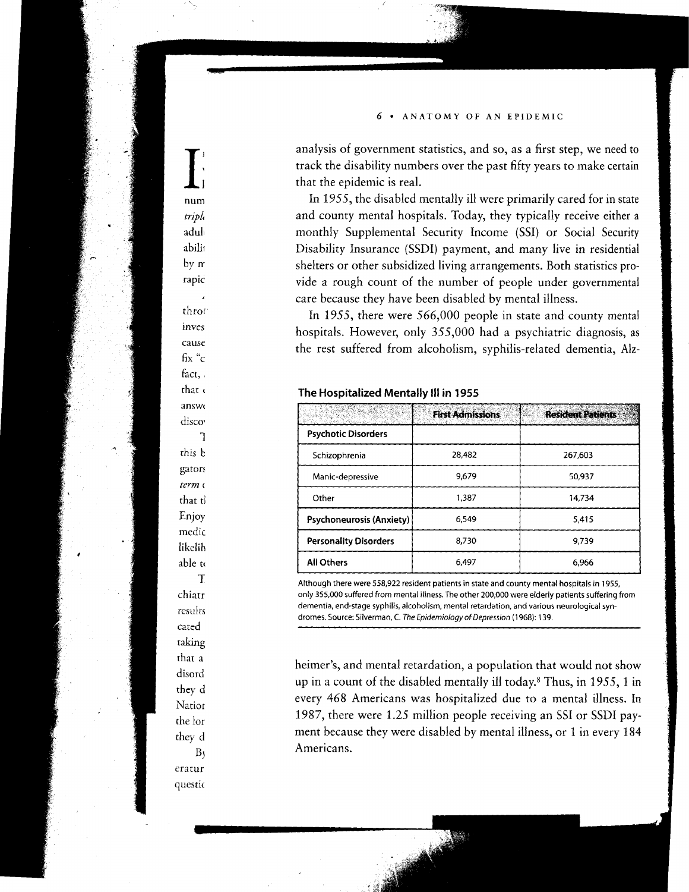analysis of government statistics, and so, as a first step, we need to track the disability numbers over the past fifty years to make certain that the epidemic is real.

In 1955, the disabled mentally ill were primarily cared for in state and county mental hospitals. Today, they typically receive either a monthly Supplemental Security Income (SSI) or Social Security Disability Insurance (SSDI) payment, and many live in residential shelters or other subsidized living arrangements. Both statistics provide a rough count of the number of people under governmental care because they have been disabled by mental illness.

In 1955, there were 566,000 people in state and county mental hospitals. However, only 355,000 had a psychiatric diagnosis, as the rest suffered from alcoholism, syphilis-related dementia, Alzheimer's, and mental retardation, a population that would not show up in a count of the disabled mentally ill today.[8] Thus, in 1955, 1 in every 468 Americans was hospitalized due to a mental illness. In 1987, there were 1.25 million people receiving an SSI or SSDI payment because they were disabled by mental illness, or 1 in every 184 Americans.

**The Hospitalized Mentally Ill in 1955**

| | First Admissions | Resident Patients |
|---|---|---|
| **Psychotic Disorders** | | |
| Schizophrenia | 28,482 | 267,603 |
| Manic-depressive | 9,679 | 50,937 |
| Other | 1,387 | 14,734 |
| **Psychoneurosis (Anxiety)** | 6,549 | 5,415 |
| **Personality Disorders** | 8,730 | 9,739 |
| **All Others** | 6,497 | 6,966 |

Although there were 558,922 resident patients in state and county mental hospitals in 1955, only 355,000 suffered from mental illness. The other 200,000 were elderly patients suffering from dementia, end-stage syphilis, alcoholism, mental retardation, and various neurological syndromes. Source: Silverman, C. *The Epidemiology of Depression* (1968): 139.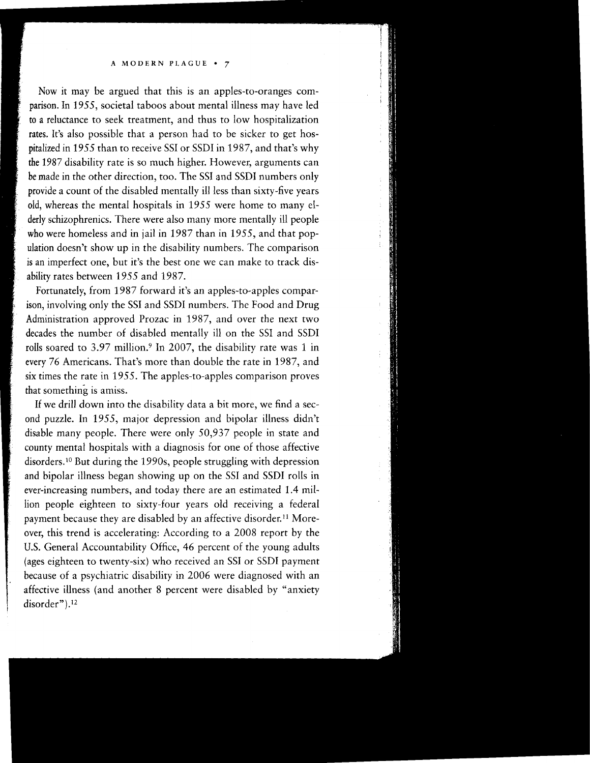Now it may be argued that this is an apples-to-oranges comparison. In 1955, societal taboos about mental illness may have led to a reluctance to seek treatment, and thus to low hospitalization rates. It's also possible that a person had to be sicker to get hospitalized in 1955 than to receive SSI or SSDI in 1987, and that's why the 1987 disability rate is so much higher. However, arguments can be made in the other direction, too. The SSI and SSDI numbers only provide a count of the disabled mentally ill less than sixty-five years old, whereas the mental hospitals in 1955 were home to many elderly schizophrenics. There were also many more mentally ill people who were homeless and in jail in 1987 than in 1955, and that population doesn't show up in the disability numbers. The comparison is an imperfect one, but it's the best one we can make to track disability rates between 1955 and 1987.

Fortunately, from 1987 forward it's an apples-to-apples comparison, involving only the SSI and SSDI numbers. The Food and Drug Administration approved Prozac in 1987, and over the next two decades the number of disabled mentally ill on the SSI and SSDI rolls soared to 3.97 million.[9] In 2007, the disability rate was 1 in every 76 Americans. That's more than double the rate in 1987, and six times the rate in 1955. The apples-to-apples comparison proves that something is amiss.

If we drill down into the disability data a bit more, we find a second puzzle. In 1955, major depression and bipolar illness didn't disable many people. There were only 50,937 people in state and county mental hospitals with a diagnosis for one of those affective disorders.[10] But during the 1990s, people struggling with depression and bipolar illness began showing up on the SSI and SSDI rolls in ever-increasing numbers, and today there are an estimated 1.4 million people eighteen to sixty-four years old receiving a federal payment because they are disabled by an affective disorder.[11] Moreover, this trend is accelerating: According to a 2008 report by the U.S. General Accountability Office, 46 percent of the young adults (ages eighteen to twenty-six) who received an SSI or SSDI payment because of a psychiatric disability in 2006 were diagnosed with an affective illness (and another 8 percent were disabled by "anxiety disorder").[12]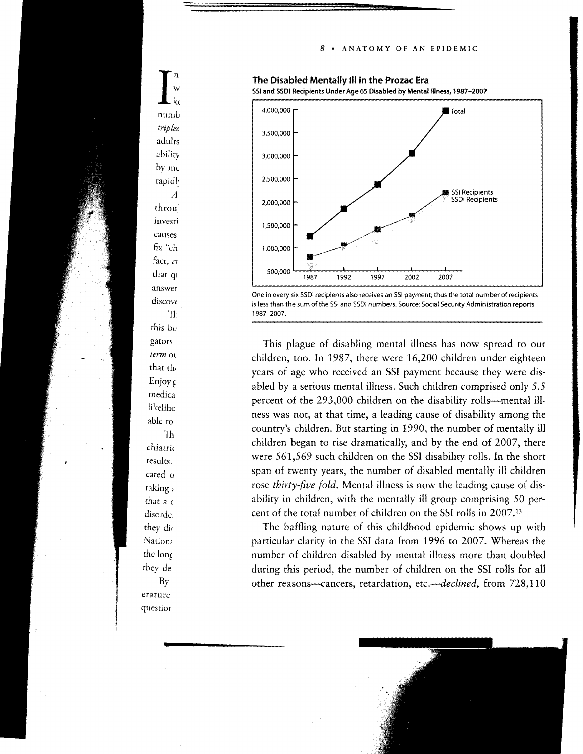**The Disabled Mentally Ill in the Prozac Era**

**SSI and SSDI Recipients Under Age 65 Disabled by Mental Illness, 1987–2007**

One in every six SSDI recipients also receives an SSI payment; thus the total number of recipients is less than the sum of the SSI and SSDI numbers. Source: Social Security Administration reports, 1987–2007.

This plague of disabling mental illness has now spread to our children, too. In 1987, there were 16,200 children under eighteen years of age who received an SSI payment because they were disabled by a serious mental illness. Such children comprised only 5.5 percent of the 293,000 children on the disability rolls—mental illness was not, at that time, a leading cause of disability among the country's children. But starting in 1990, the number of mentally ill children began to rise dramatically, and by the end of 2007, there were 561,569 such children on the SSI disability rolls. In the short span of twenty years, the number of disabled mentally ill children rose *thirty-five fold*. Mental illness is now the leading cause of disability in children, with the mentally ill group comprising 50 percent of the total number of children on the SSI rolls in 2007.[13]

The baffling nature of this childhood epidemic shows up with particular clarity in the SSI data from 1996 to 2007. Whereas the number of children disabled by mental illness more than doubled during this period, the number of children on the SSI rolls for all other reasons—cancers, retardation, etc.—*declined*, from 728,110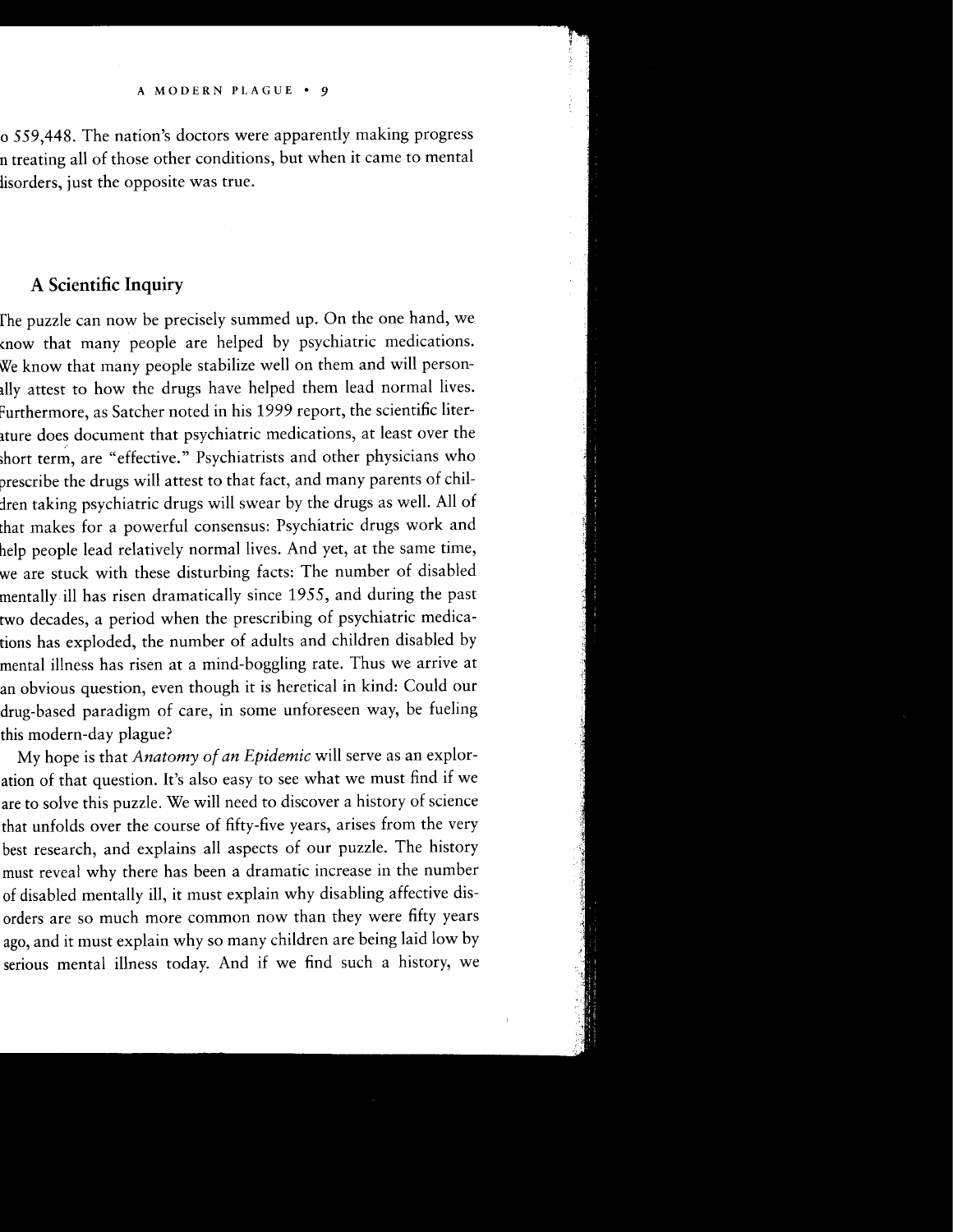o 559,448. The nation's doctors were apparently making progress n treating all of those other conditions, but when it came to mental lisorders, just the opposite was true.

## A Scientific Inquiry

The puzzle can now be precisely summed up. On the one hand, we know that many people are helped by psychiatric medications. We know that many people stabilize well on them and will personally attest to how the drugs have helped them lead normal lives. Furthermore, as Satcher noted in his 1999 report, the scientific literature does document that psychiatric medications, at least over the short term, are "effective." Psychiatrists and other physicians who prescribe the drugs will attest to that fact, and many parents of children taking psychiatric drugs will swear by the drugs as well. All of that makes for a powerful consensus: Psychiatric drugs work and help people lead relatively normal lives. And yet, at the same time, we are stuck with these disturbing facts: The number of disabled mentally ill has risen dramatically since 1955, and during the past two decades, a period when the prescribing of psychiatric medications has exploded, the number of adults and children disabled by mental illness has risen at a mind-boggling rate. Thus we arrive at an obvious question, even though it is heretical in kind: Could our drug-based paradigm of care, in some unforeseen way, be fueling this modern-day plague?

My hope is that *Anatomy of an Epidemic* will serve as an exploration of that question. It's also easy to see what we must find if we are to solve this puzzle. We will need to discover a history of science that unfolds over the course of fifty-five years, arises from the very best research, and explains all aspects of our puzzle. The history must reveal why there has been a dramatic increase in the number of disabled mentally ill, it must explain why disabling affective disorders are so much more common now than they were fifty years ago, and it must explain why so many children are being laid low by serious mental illness today. And if we find such a history, we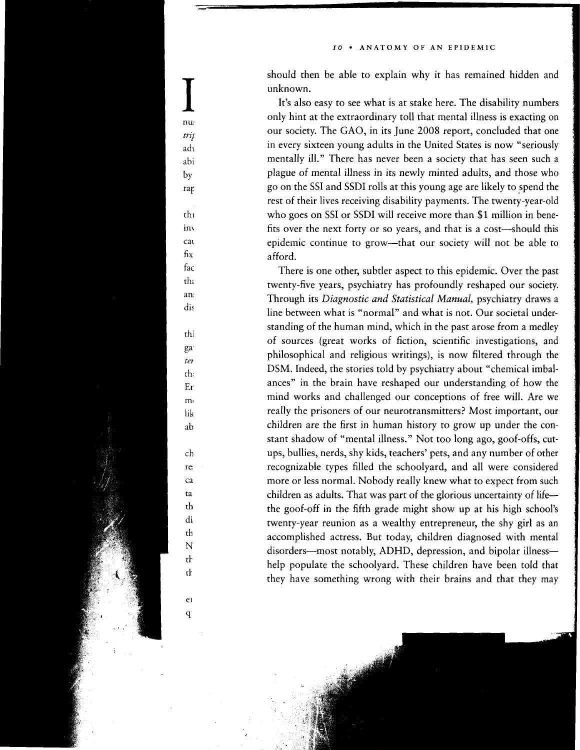should then be able to explain why it has remained hidden and unknown.

It's also easy to see what is at stake here. The disability numbers only hint at the extraordinary toll that mental illness is exacting on our society. The GAO, in its June 2008 report, concluded that one in every sixteen young adults in the United States is now "seriously mentally ill." There has never been a society that has seen such a plague of mental illness in its newly minted adults, and those who go on the SSI and SSDI rolls at this young age are likely to spend the rest of their lives receiving disability payments. The twenty-year-old who goes on SSI or SSDI will receive more than $1 million in benefits over the next forty or so years, and that is a cost—should this epidemic continue to grow—that our society will not be able to afford.

There is one other, subtler aspect to this epidemic. Over the past twenty-five years, psychiatry has profoundly reshaped our society. Through its *Diagnostic and Statistical Manual*, psychiatry draws a line between what is "normal" and what is not. Our societal understanding of the human mind, which in the past arose from a medley of sources (great works of fiction, scientific investigations, and philosophical and religious writings), is now filtered through the DSM. Indeed, the stories told by psychiatry about "chemical imbalances" in the brain have reshaped our understanding of how the mind works and challenged our conceptions of free will. Are we really the prisoners of our neurotransmitters? Most important, our children are the first in human history to grow up under the constant shadow of "mental illness." Not too long ago, goof-offs, cut-ups, bullies, nerds, shy kids, teachers' pets, and any number of other recognizable types filled the schoolyard, and all were considered more or less normal. Nobody really knew what to expect from such children as adults. That was part of the glorious uncertainty of life—the goof-off in the fifth grade might show up at his high school's twenty-year reunion as a wealthy entrepreneur, the shy girl as an accomplished actress. But today, children diagnosed with mental disorders—most notably, ADHD, depression, and bipolar illness—help populate the schoolyard. These children have been told that they have something wrong with their brains and that they may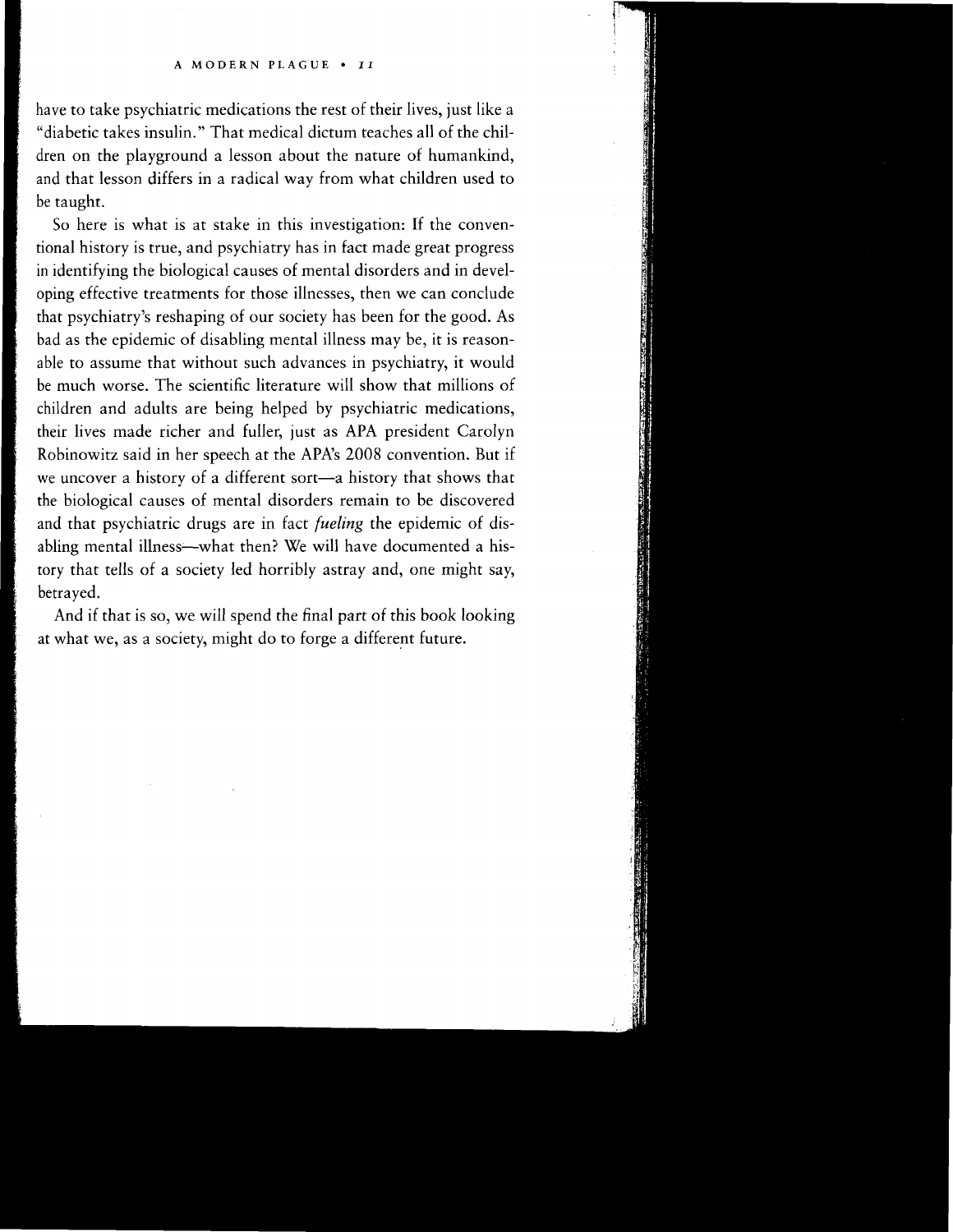have to take psychiatric medications the rest of their lives, just like a "diabetic takes insulin." That medical dictum teaches all of the children on the playground a lesson about the nature of humankind, and that lesson differs in a radical way from what children used to be taught.

So here is what is at stake in this investigation: If the conventional history is true, and psychiatry has in fact made great progress in identifying the biological causes of mental disorders and in developing effective treatments for those illnesses, then we can conclude that psychiatry's reshaping of our society has been for the good. As bad as the epidemic of disabling mental illness may be, it is reasonable to assume that without such advances in psychiatry, it would be much worse. The scientific literature will show that millions of children and adults are being helped by psychiatric medications, their lives made richer and fuller, just as APA president Carolyn Robinowitz said in her speech at the APA's 2008 convention. But if we uncover a history of a different sort—a history that shows that the biological causes of mental disorders remain to be discovered and that psychiatric drugs are in fact *fueling* the epidemic of disabling mental illness—what then? We will have documented a history that tells of a society led horribly astray and, one might say, betrayed.

And if that is so, we will spend the final part of this book looking at what we, as a society, might do to forge a different future.